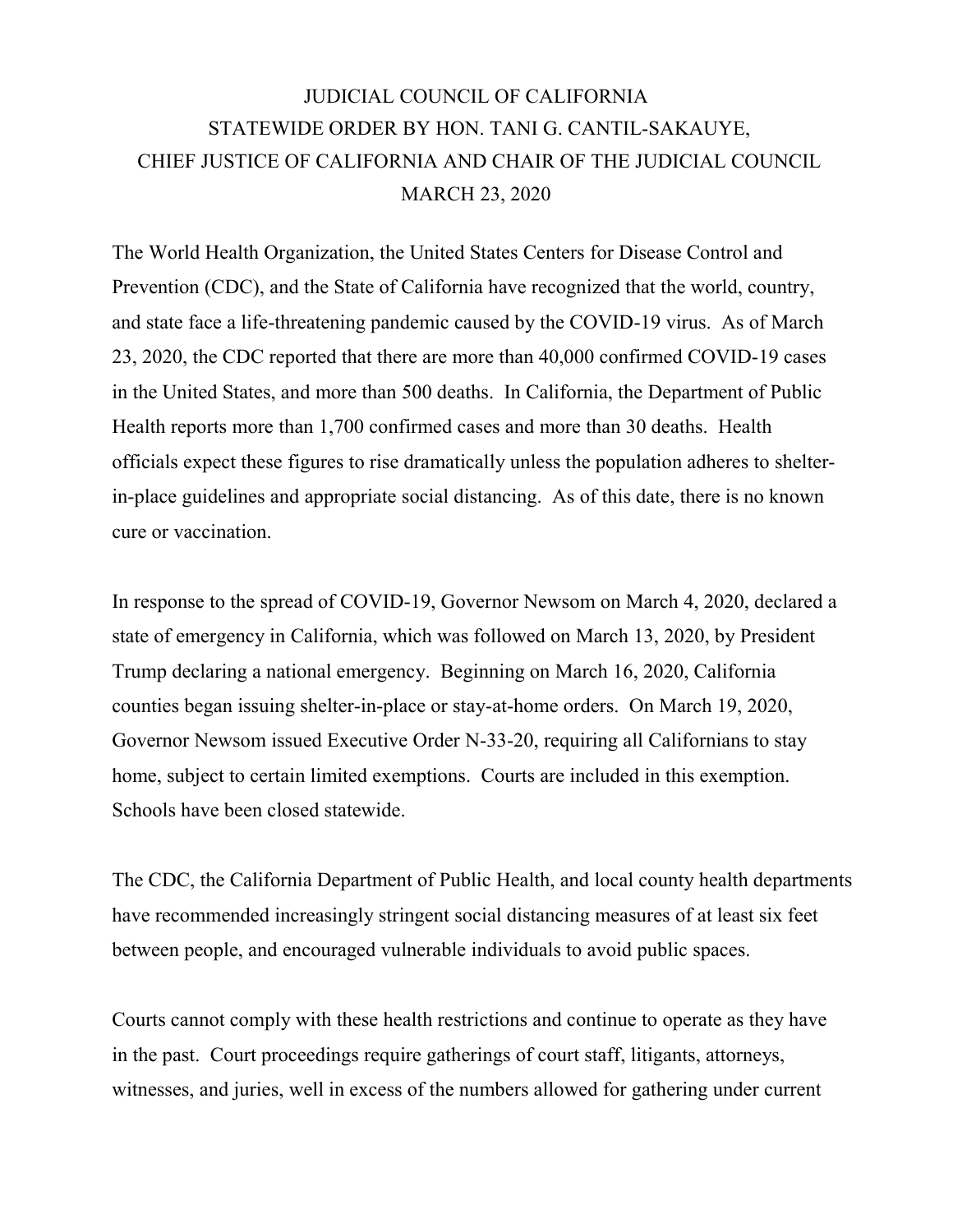# JUDICIAL COUNCIL OF CALIFORNIA
## STATEWIDE ORDER BY HON. TANI G. CANTIL-SAKAUYE, CHIEF JUSTICE OF CALIFORNIA AND CHAIR OF THE JUDICIAL COUNCIL
### MARCH 23, 2020

The World Health Organization, the United States Centers for Disease Control and Prevention (CDC), and the State of California have recognized that the world, country, and state face a life-threatening pandemic caused by the COVID-19 virus. As of March 23, 2020, the CDC reported that there are more than 40,000 confirmed COVID-19 cases in the United States, and more than 500 deaths. In California, the Department of Public Health reports more than 1,700 confirmed cases and more than 30 deaths. Health officials expect these figures to rise dramatically unless the population adheres to shelter-in-place guidelines and appropriate social distancing. As of this date, there is no known cure or vaccination.

In response to the spread of COVID-19, Governor Newsom on March 4, 2020, declared a state of emergency in California, which was followed on March 13, 2020, by President Trump declaring a national emergency. Beginning on March 16, 2020, California counties began issuing shelter-in-place or stay-at-home orders. On March 19, 2020, Governor Newsom issued Executive Order N-33-20, requiring all Californians to stay home, subject to certain limited exemptions. Courts are included in this exemption. Schools have been closed statewide.

The CDC, the California Department of Public Health, and local county health departments have recommended increasingly stringent social distancing measures of at least six feet between people, and encouraged vulnerable individuals to avoid public spaces.

Courts cannot comply with these health restrictions and continue to operate as they have in the past. Court proceedings require gatherings of court staff, litigants, attorneys, witnesses, and juries, well in excess of the numbers allowed for gathering under current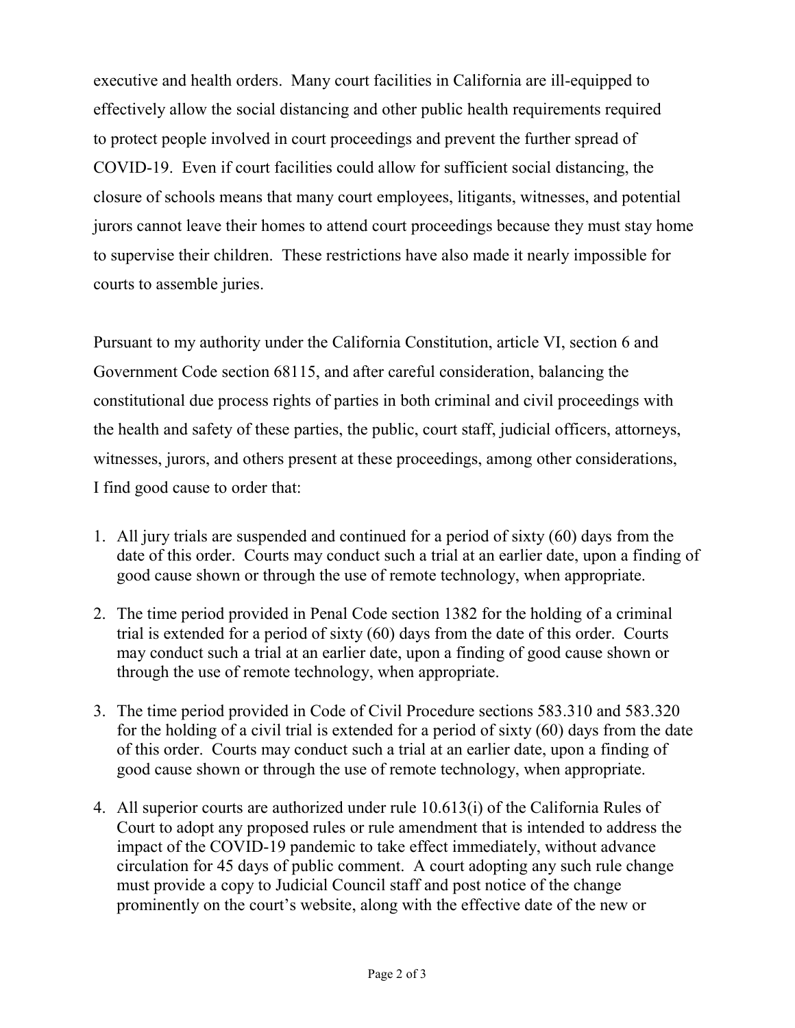executive and health orders. Many court facilities in California are ill-equipped to effectively allow the social distancing and other public health requirements required to protect people involved in court proceedings and prevent the further spread of COVID-19. Even if court facilities could allow for sufficient social distancing, the closure of schools means that many court employees, litigants, witnesses, and potential jurors cannot leave their homes to attend court proceedings because they must stay home to supervise their children. These restrictions have also made it nearly impossible for courts to assemble juries.

Pursuant to my authority under the California Constitution, article VI, section 6 and Government Code section 68115, and after careful consideration, balancing the constitutional due process rights of parties in both criminal and civil proceedings with the health and safety of these parties, the public, court staff, judicial officers, attorneys, witnesses, jurors, and others present at these proceedings, among other considerations, I find good cause to order that:

1. All jury trials are suspended and continued for a period of sixty (60) days from the date of this order. Courts may conduct such a trial at an earlier date, upon a finding of good cause shown or through the use of remote technology, when appropriate.

2. The time period provided in Penal Code section 1382 for the holding of a criminal trial is extended for a period of sixty (60) days from the date of this order. Courts may conduct such a trial at an earlier date, upon a finding of good cause shown or through the use of remote technology, when appropriate.

3. The time period provided in Code of Civil Procedure sections 583.310 and 583.320 for the holding of a civil trial is extended for a period of sixty (60) days from the date of this order. Courts may conduct such a trial at an earlier date, upon a finding of good cause shown or through the use of remote technology, when appropriate.

4. All superior courts are authorized under rule 10.613(i) of the California Rules of Court to adopt any proposed rules or rule amendment that is intended to address the impact of the COVID-19 pandemic to take effect immediately, without advance circulation for 45 days of public comment. A court adopting any such rule change must provide a copy to Judicial Council staff and post notice of the change prominently on the court's website, along with the effective date of the new or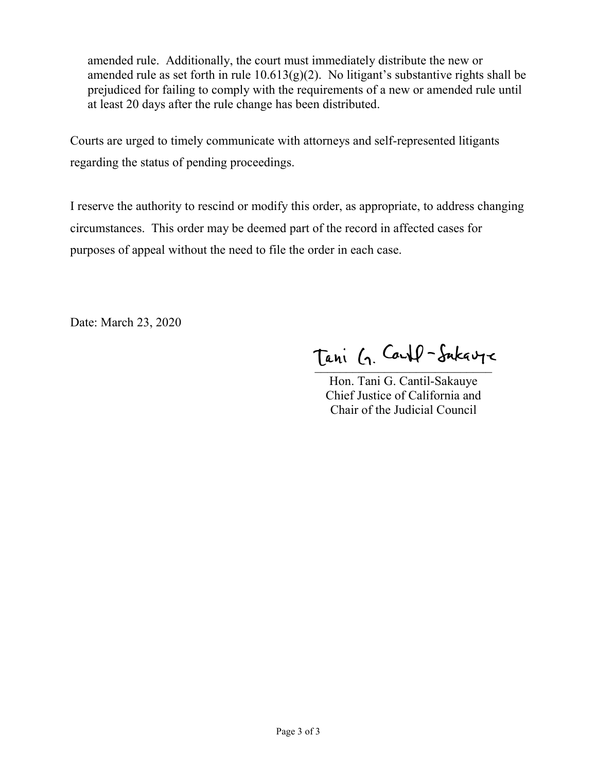amended rule. Additionally, the court must immediately distribute the new or amended rule as set forth in rule 10.613(g)(2). No litigant's substantive rights shall be prejudiced for failing to comply with the requirements of a new or amended rule until at least 20 days after the rule change has been distributed.

Courts are urged to timely communicate with attorneys and self-represented litigants regarding the status of pending proceedings.

I reserve the authority to rescind or modify this order, as appropriate, to address changing circumstances. This order may be deemed part of the record in affected cases for purposes of appeal without the need to file the order in each case.

Date: March 23, 2020

Tani G. Cantil-Sakauye

Hon. Tani G. Cantil-Sakauye
Chief Justice of California and
Chair of the Judicial Council